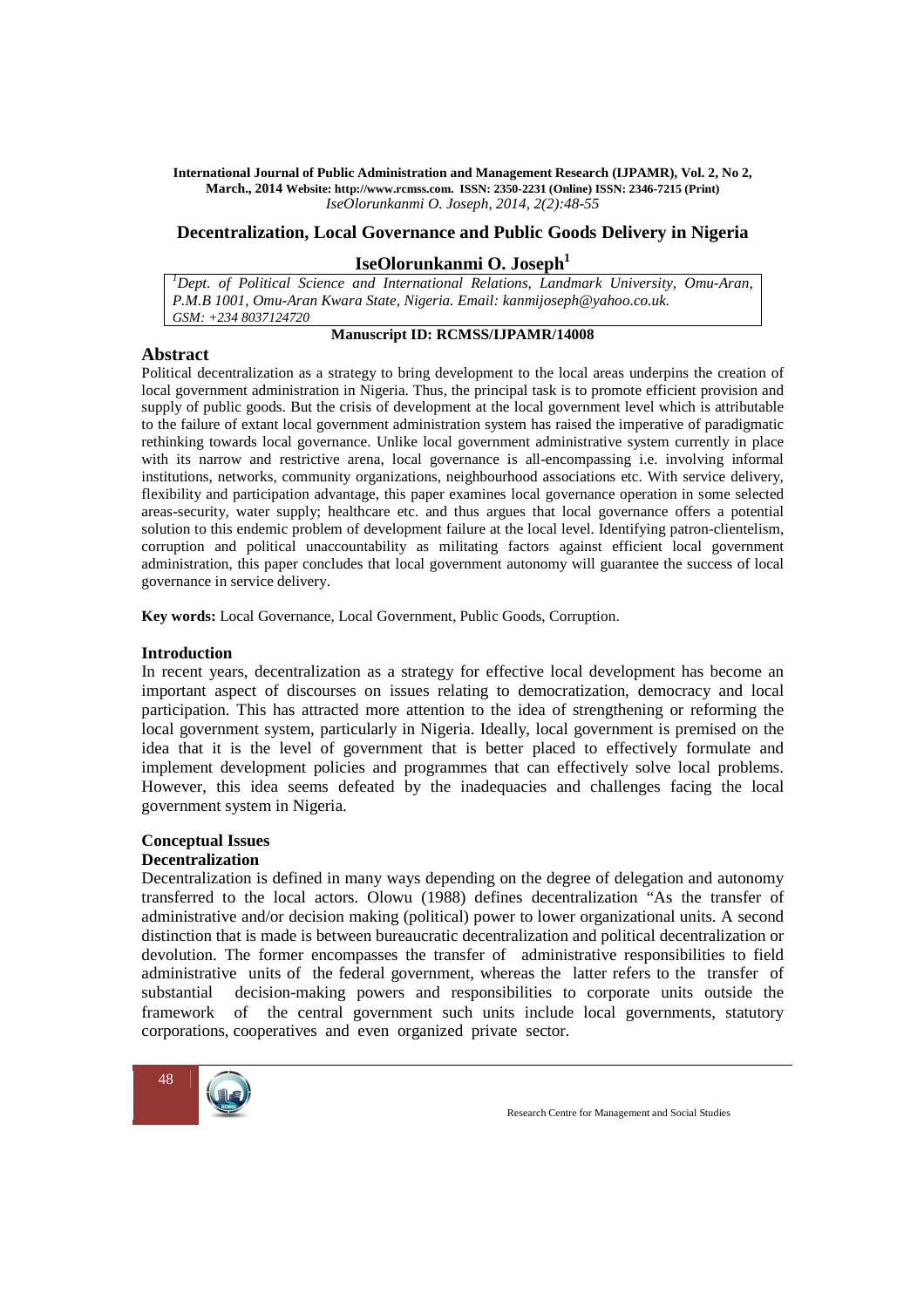International Journal of Public Administration and Management Research (IJPAMR), Vol. 2, No 2, March., 2014 Website: http://www.rcmss.com. ISSN: 2350-2231 (Online) ISSN: 2346-7215 (Print)
*IseOlorunkanmi O. Joseph, 2014, 2(2):48-55*

# Decentralization, Local Governance and Public Goods Delivery in Nigeria

## IseOlorunkanmi O. Joseph[1]

[1]*Dept. of Political Science and International Relations, Landmark University, Omu-Aran, P.M.B 1001, Omu-Aran Kwara State, Nigeria. Email: kanmijoseph@yahoo.co.uk.*
*GSM: +234 8037124720*

**Manuscript ID: RCMSS/IJPAMR/14008**

## Abstract

Political decentralization as a strategy to bring development to the local areas underpins the creation of local government administration in Nigeria. Thus, the principal task is to promote efficient provision and supply of public goods. But the crisis of development at the local government level which is attributable to the failure of extant local government administration system has raised the imperative of paradigmatic rethinking towards local governance. Unlike local government administrative system currently in place with its narrow and restrictive arena, local governance is all-encompassing i.e. involving informal institutions, networks, community organizations, neighbourhood associations etc. With service delivery, flexibility and participation advantage, this paper examines local governance operation in some selected areas-security, water supply; healthcare etc. and thus argues that local governance offers a potential solution to this endemic problem of development failure at the local level. Identifying patron-clientelism, corruption and political unaccountability as militating factors against efficient local government administration, this paper concludes that local government autonomy will guarantee the success of local governance in service delivery.

**Key words:** Local Governance, Local Government, Public Goods, Corruption.

### Introduction

In recent years, decentralization as a strategy for effective local development has become an important aspect of discourses on issues relating to democratization, democracy and local participation. This has attracted more attention to the idea of strengthening or reforming the local government system, particularly in Nigeria. Ideally, local government is premised on the idea that it is the level of government that is better placed to effectively formulate and implement development policies and programmes that can effectively solve local problems. However, this idea seems defeated by the inadequacies and challenges facing the local government system in Nigeria.

### Conceptual Issues

#### Decentralization

Decentralization is defined in many ways depending on the degree of delegation and autonomy transferred to the local actors. Olowu (1988) defines decentralization "As the transfer of administrative and/or decision making (political) power to lower organizational units. A second distinction that is made is between bureaucratic decentralization and political decentralization or devolution. The former encompasses the transfer of administrative responsibilities to field administrative units of the federal government, whereas the latter refers to the transfer of substantial decision-making powers and responsibilities to corporate units outside the framework of the central government such units include local governments, statutory corporations, cooperatives and even organized private sector.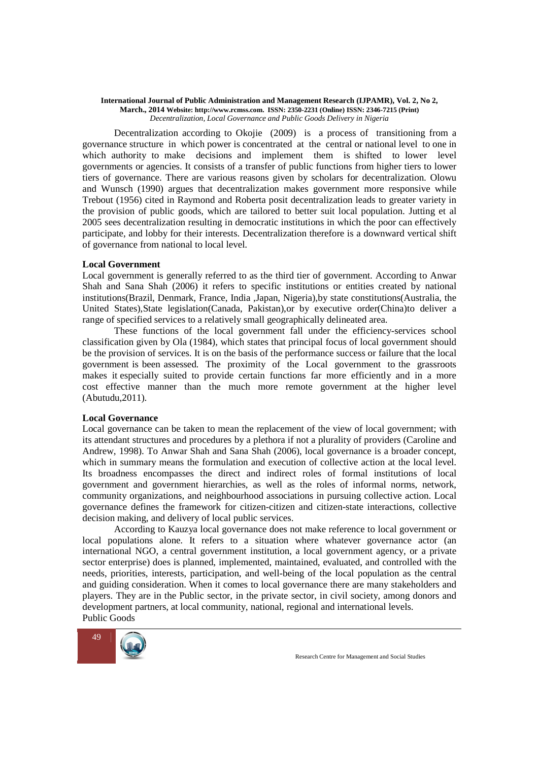Decentralization according to Okojie (2009) is a process of transitioning from a governance structure in which power is concentrated at the central or national level to one in which authority to make decisions and implement them is shifted to lower level governments or agencies. It consists of a transfer of public functions from higher tiers to lower tiers of governance. There are various reasons given by scholars for decentralization. Olowu and Wunsch (1990) argues that decentralization makes government more responsive while Trebout (1956) cited in Raymond and Roberta posit decentralization leads to greater variety in the provision of public goods, which are tailored to better suit local population. Jutting et al 2005 sees decentralization resulting in democratic institutions in which the poor can effectively participate, and lobby for their interests. Decentralization therefore is a downward vertical shift of governance from national to local level.

**Local Government**

Local government is generally referred to as the third tier of government. According to Anwar Shah and Sana Shah (2006) it refers to specific institutions or entities created by national institutions(Brazil, Denmark, France, India ,Japan, Nigeria),by state constitutions(Australia, the United States),State legislation(Canada, Pakistan),or by executive order(China)to deliver a range of specified services to a relatively small geographically delineated area.

These functions of the local government fall under the efficiency-services school classification given by Ola (1984), which states that principal focus of local government should be the provision of services. It is on the basis of the performance success or failure that the local government is been assessed. The proximity of the Local government to the grassroots makes it especially suited to provide certain functions far more efficiently and in a more cost effective manner than the much more remote government at the higher level (Abutudu,2011).

**Local Governance**

Local governance can be taken to mean the replacement of the view of local government; with its attendant structures and procedures by a plethora if not a plurality of providers (Caroline and Andrew, 1998). To Anwar Shah and Sana Shah (2006), local governance is a broader concept, which in summary means the formulation and execution of collective action at the local level. Its broadness encompasses the direct and indirect roles of formal institutions of local government and government hierarchies, as well as the roles of informal norms, network, community organizations, and neighbourhood associations in pursuing collective action. Local governance defines the framework for citizen-citizen and citizen-state interactions, collective decision making, and delivery of local public services.

According to Kauzya local governance does not make reference to local government or local populations alone. It refers to a situation where whatever governance actor (an international NGO, a central government institution, a local government agency, or a private sector enterprise) does is planned, implemented, maintained, evaluated, and controlled with the needs, priorities, interests, participation, and well-being of the local population as the central and guiding consideration. When it comes to local governance there are many stakeholders and players. They are in the Public sector, in the private sector, in civil society, among donors and development partners, at local community, national, regional and international levels.

Public Goods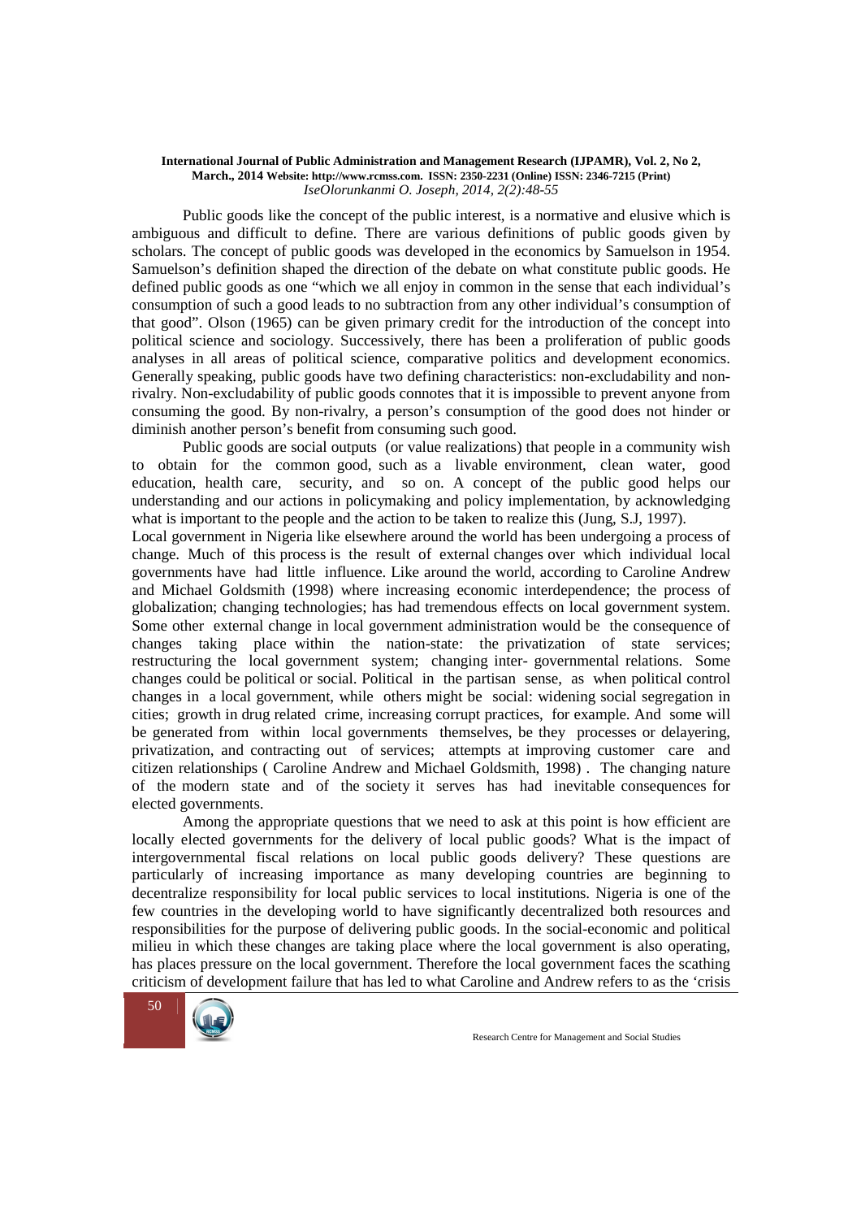Public goods like the concept of the public interest, is a normative and elusive which is ambiguous and difficult to define. There are various definitions of public goods given by scholars. The concept of public goods was developed in the economics by Samuelson in 1954. Samuelson's definition shaped the direction of the debate on what constitute public goods. He defined public goods as one "which we all enjoy in common in the sense that each individual's consumption of such a good leads to no subtraction from any other individual's consumption of that good". Olson (1965) can be given primary credit for the introduction of the concept into political science and sociology. Successively, there has been a proliferation of public goods analyses in all areas of political science, comparative politics and development economics. Generally speaking, public goods have two defining characteristics: non-excludability and non-rivalry. Non-excludability of public goods connotes that it is impossible to prevent anyone from consuming the good. By non-rivalry, a person's consumption of the good does not hinder or diminish another person's benefit from consuming such good.

Public goods are social outputs (or value realizations) that people in a community wish to obtain for the common good, such as a livable environment, clean water, good education, health care, security, and so on. A concept of the public good helps our understanding and our actions in policymaking and policy implementation, by acknowledging what is important to the people and the action to be taken to realize this (Jung, S.J, 1997).

Local government in Nigeria like elsewhere around the world has been undergoing a process of change. Much of this process is the result of external changes over which individual local governments have had little influence. Like around the world, according to Caroline Andrew and Michael Goldsmith (1998) where increasing economic interdependence; the process of globalization; changing technologies; has had tremendous effects on local government system. Some other external change in local government administration would be the consequence of changes taking place within the nation-state: the privatization of state services; restructuring the local government system; changing inter- governmental relations. Some changes could be political or social. Political in the partisan sense, as when political control changes in a local government, while others might be social: widening social segregation in cities; growth in drug related crime, increasing corrupt practices, for example. And some will be generated from within local governments themselves, be they processes or delayering, privatization, and contracting out of services; attempts at improving customer care and citizen relationships ( Caroline Andrew and Michael Goldsmith, 1998) . The changing nature of the modern state and of the society it serves has had inevitable consequences for elected governments.

Among the appropriate questions that we need to ask at this point is how efficient are locally elected governments for the delivery of local public goods? What is the impact of intergovernmental fiscal relations on local public goods delivery? These questions are particularly of increasing importance as many developing countries are beginning to decentralize responsibility for local public services to local institutions. Nigeria is one of the few countries in the developing world to have significantly decentralized both resources and responsibilities for the purpose of delivering public goods. In the social-economic and political milieu in which these changes are taking place where the local government is also operating, has places pressure on the local government. Therefore the local government faces the scathing criticism of development failure that has led to what Caroline and Andrew refers to as the 'crisis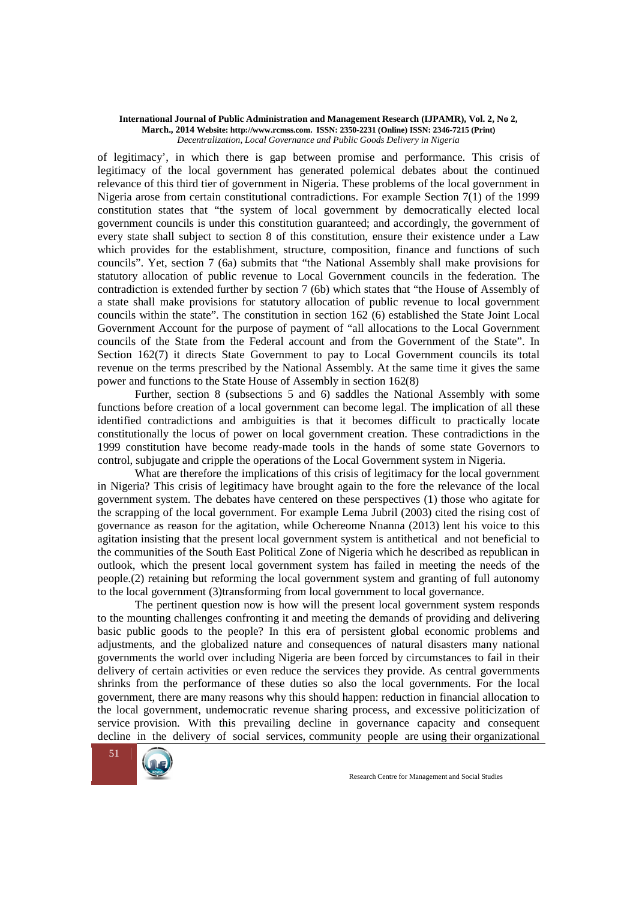of legitimacy', in which there is gap between promise and performance. This crisis of legitimacy of the local government has generated polemical debates about the continued relevance of this third tier of government in Nigeria. These problems of the local government in Nigeria arose from certain constitutional contradictions. For example Section 7(1) of the 1999 constitution states that "the system of local government by democratically elected local government councils is under this constitution guaranteed; and accordingly, the government of every state shall subject to section 8 of this constitution, ensure their existence under a Law which provides for the establishment, structure, composition, finance and functions of such councils". Yet, section 7 (6a) submits that "the National Assembly shall make provisions for statutory allocation of public revenue to Local Government councils in the federation. The contradiction is extended further by section 7 (6b) which states that "the House of Assembly of a state shall make provisions for statutory allocation of public revenue to local government councils within the state". The constitution in section 162 (6) established the State Joint Local Government Account for the purpose of payment of "all allocations to the Local Government councils of the State from the Federal account and from the Government of the State". In Section 162(7) it directs State Government to pay to Local Government councils its total revenue on the terms prescribed by the National Assembly. At the same time it gives the same power and functions to the State House of Assembly in section 162(8)

Further, section 8 (subsections 5 and 6) saddles the National Assembly with some functions before creation of a local government can become legal. The implication of all these identified contradictions and ambiguities is that it becomes difficult to practically locate constitutionally the locus of power on local government creation. These contradictions in the 1999 constitution have become ready-made tools in the hands of some state Governors to control, subjugate and cripple the operations of the Local Government system in Nigeria.

What are therefore the implications of this crisis of legitimacy for the local government in Nigeria? This crisis of legitimacy have brought again to the fore the relevance of the local government system. The debates have centered on these perspectives (1) those who agitate for the scrapping of the local government. For example Lema Jubril (2003) cited the rising cost of governance as reason for the agitation, while Ochereome Nnanna (2013) lent his voice to this agitation insisting that the present local government system is antithetical and not beneficial to the communities of the South East Political Zone of Nigeria which he described as republican in outlook, which the present local government system has failed in meeting the needs of the people.(2) retaining but reforming the local government system and granting of full autonomy to the local government (3)transforming from local government to local governance.

The pertinent question now is how will the present local government system responds to the mounting challenges confronting it and meeting the demands of providing and delivering basic public goods to the people? In this era of persistent global economic problems and adjustments, and the globalized nature and consequences of natural disasters many national governments the world over including Nigeria are been forced by circumstances to fail in their delivery of certain activities or even reduce the services they provide. As central governments shrinks from the performance of these duties so also the local governments. For the local government, there are many reasons why this should happen: reduction in financial allocation to the local government, undemocratic revenue sharing process, and excessive politicization of service provision. With this prevailing decline in governance capacity and consequent decline in the delivery of social services, community people are using their organizational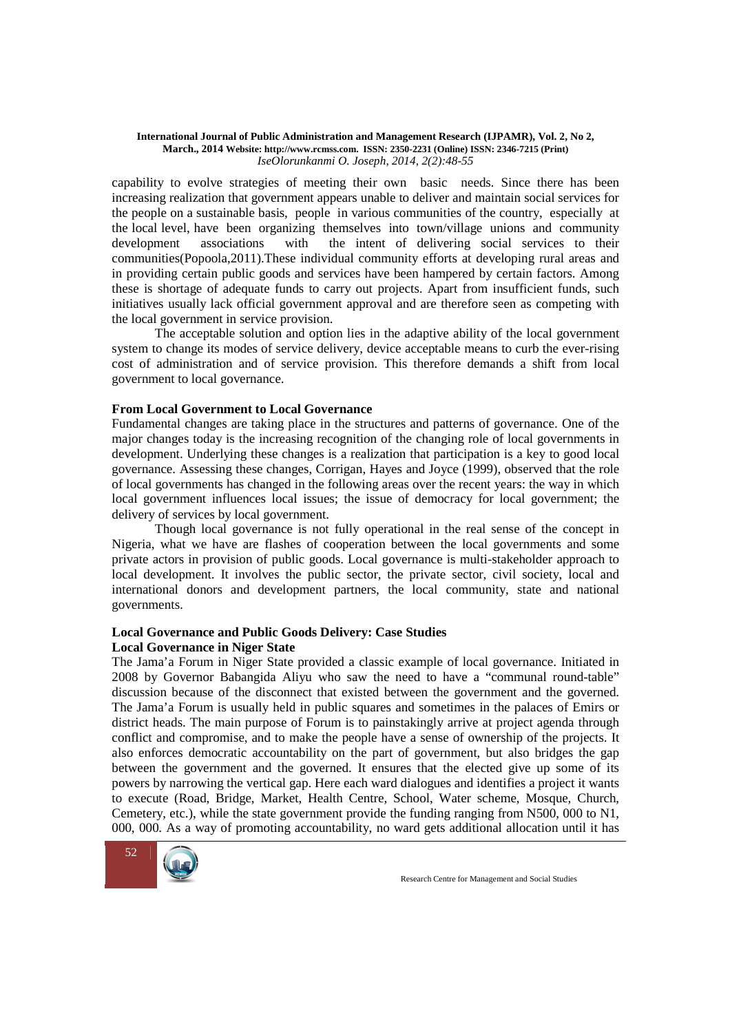capability to evolve strategies of meeting their own basic needs. Since there has been increasing realization that government appears unable to deliver and maintain social services for the people on a sustainable basis, people in various communities of the country, especially at the local level, have been organizing themselves into town/village unions and community development associations with the intent of delivering social services to their communities(Popoola,2011).These individual community efforts at developing rural areas and in providing certain public goods and services have been hampered by certain factors. Among these is shortage of adequate funds to carry out projects. Apart from insufficient funds, such initiatives usually lack official government approval and are therefore seen as competing with the local government in service provision.

The acceptable solution and option lies in the adaptive ability of the local government system to change its modes of service delivery, device acceptable means to curb the ever-rising cost of administration and of service provision. This therefore demands a shift from local government to local governance.

**From Local Government to Local Governance**

Fundamental changes are taking place in the structures and patterns of governance. One of the major changes today is the increasing recognition of the changing role of local governments in development. Underlying these changes is a realization that participation is a key to good local governance. Assessing these changes, Corrigan, Hayes and Joyce (1999), observed that the role of local governments has changed in the following areas over the recent years: the way in which local government influences local issues; the issue of democracy for local government; the delivery of services by local government.

Though local governance is not fully operational in the real sense of the concept in Nigeria, what we have are flashes of cooperation between the local governments and some private actors in provision of public goods. Local governance is multi-stakeholder approach to local development. It involves the public sector, the private sector, civil society, local and international donors and development partners, the local community, state and national governments.

**Local Governance and Public Goods Delivery: Case Studies**

**Local Governance in Niger State**

The Jama'a Forum in Niger State provided a classic example of local governance. Initiated in 2008 by Governor Babangida Aliyu who saw the need to have a "communal round-table" discussion because of the disconnect that existed between the government and the governed. The Jama'a Forum is usually held in public squares and sometimes in the palaces of Emirs or district heads. The main purpose of Forum is to painstakingly arrive at project agenda through conflict and compromise, and to make the people have a sense of ownership of the projects. It also enforces democratic accountability on the part of government, but also bridges the gap between the government and the governed. It ensures that the elected give up some of its powers by narrowing the vertical gap. Here each ward dialogues and identifies a project it wants to execute (Road, Bridge, Market, Health Centre, School, Water scheme, Mosque, Church, Cemetery, etc.), while the state government provide the funding ranging from N500, 000 to N1, 000, 000. As a way of promoting accountability, no ward gets additional allocation until it has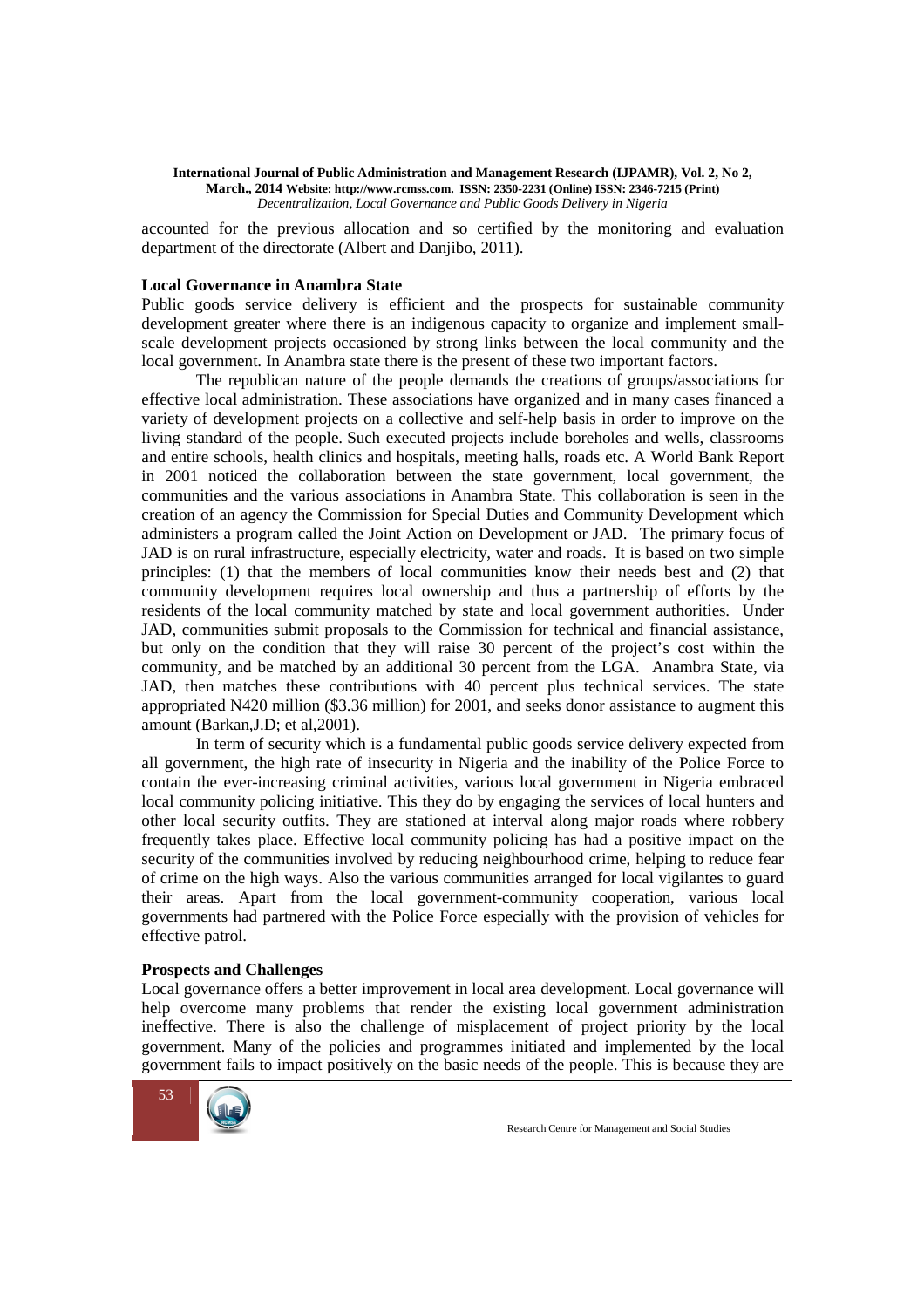accounted for the previous allocation and so certified by the monitoring and evaluation department of the directorate (Albert and Danjibo, 2011).

### Local Governance in Anambra State

Public goods service delivery is efficient and the prospects for sustainable community development greater where there is an indigenous capacity to organize and implement small-scale development projects occasioned by strong links between the local community and the local government. In Anambra state there is the present of these two important factors.

The republican nature of the people demands the creations of groups/associations for effective local administration. These associations have organized and in many cases financed a variety of development projects on a collective and self-help basis in order to improve on the living standard of the people. Such executed projects include boreholes and wells, classrooms and entire schools, health clinics and hospitals, meeting halls, roads etc. A World Bank Report in 2001 noticed the collaboration between the state government, local government, the communities and the various associations in Anambra State. This collaboration is seen in the creation of an agency the Commission for Special Duties and Community Development which administers a program called the Joint Action on Development or JAD. The primary focus of JAD is on rural infrastructure, especially electricity, water and roads. It is based on two simple principles: (1) that the members of local communities know their needs best and (2) that community development requires local ownership and thus a partnership of efforts by the residents of the local community matched by state and local government authorities. Under JAD, communities submit proposals to the Commission for technical and financial assistance, but only on the condition that they will raise 30 percent of the project's cost within the community, and be matched by an additional 30 percent from the LGA. Anambra State, via JAD, then matches these contributions with 40 percent plus technical services. The state appropriated N420 million ($3.36 million) for 2001, and seeks donor assistance to augment this amount (Barkan,J.D; et al,2001).

In term of security which is a fundamental public goods service delivery expected from all government, the high rate of insecurity in Nigeria and the inability of the Police Force to contain the ever-increasing criminal activities, various local government in Nigeria embraced local community policing initiative. This they do by engaging the services of local hunters and other local security outfits. They are stationed at interval along major roads where robbery frequently takes place. Effective local community policing has had a positive impact on the security of the communities involved by reducing neighbourhood crime, helping to reduce fear of crime on the high ways. Also the various communities arranged for local vigilantes to guard their areas. Apart from the local government-community cooperation, various local governments had partnered with the Police Force especially with the provision of vehicles for effective patrol.

### Prospects and Challenges

Local governance offers a better improvement in local area development. Local governance will help overcome many problems that render the existing local government administration ineffective. There is also the challenge of misplacement of project priority by the local government. Many of the policies and programmes initiated and implemented by the local government fails to impact positively on the basic needs of the people. This is because they are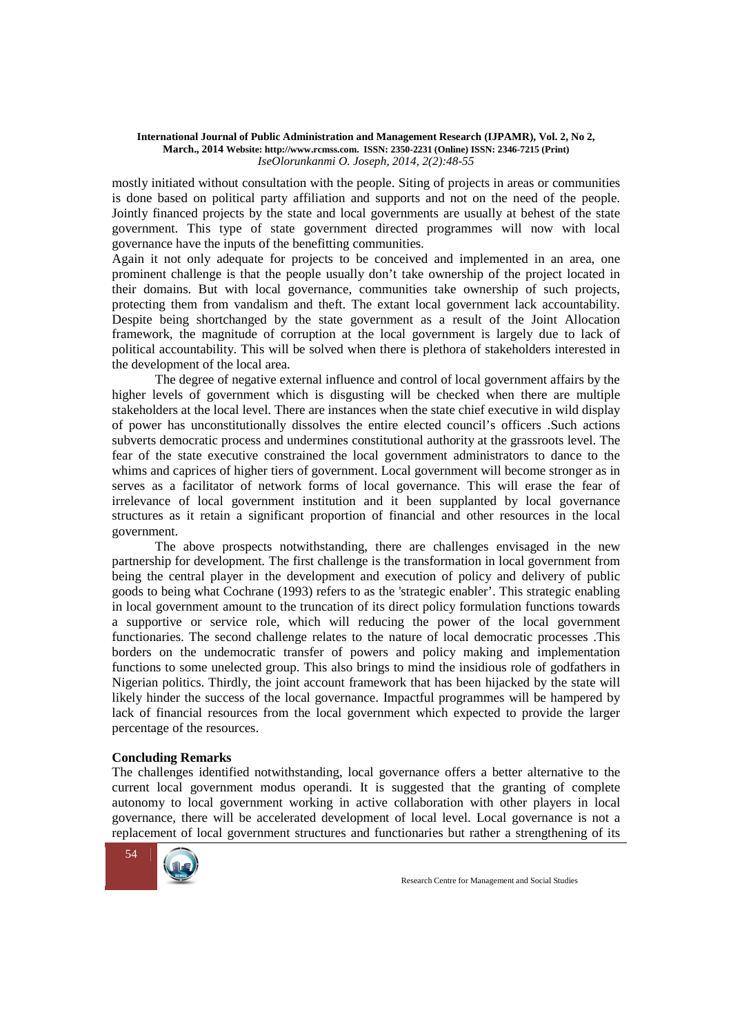mostly initiated without consultation with the people. Siting of projects in areas or communities is done based on political party affiliation and supports and not on the need of the people. Jointly financed projects by the state and local governments are usually at behest of the state government. This type of state government directed programmes will now with local governance have the inputs of the benefitting communities.

Again it not only adequate for projects to be conceived and implemented in an area, one prominent challenge is that the people usually don't take ownership of the project located in their domains. But with local governance, communities take ownership of such projects, protecting them from vandalism and theft. The extant local government lack accountability. Despite being shortchanged by the state government as a result of the Joint Allocation framework, the magnitude of corruption at the local government is largely due to lack of political accountability. This will be solved when there is plethora of stakeholders interested in the development of the local area.

The degree of negative external influence and control of local government affairs by the higher levels of government which is disgusting will be checked when there are multiple stakeholders at the local level. There are instances when the state chief executive in wild display of power has unconstitutionally dissolves the entire elected council's officers .Such actions subverts democratic process and undermines constitutional authority at the grassroots level. The fear of the state executive constrained the local government administrators to dance to the whims and caprices of higher tiers of government. Local government will become stronger as in serves as a facilitator of network forms of local governance. This will erase the fear of irrelevance of local government institution and it been supplanted by local governance structures as it retain a significant proportion of financial and other resources in the local government.

The above prospects notwithstanding, there are challenges envisaged in the new partnership for development. The first challenge is the transformation in local government from being the central player in the development and execution of policy and delivery of public goods to being what Cochrane (1993) refers to as the 'strategic enabler'. This strategic enabling in local government amount to the truncation of its direct policy formulation functions towards a supportive or service role, which will reducing the power of the local government functionaries. The second challenge relates to the nature of local democratic processes .This borders on the undemocratic transfer of powers and policy making and implementation functions to some unelected group. This also brings to mind the insidious role of godfathers in Nigerian politics. Thirdly, the joint account framework that has been hijacked by the state will likely hinder the success of the local governance. Impactful programmes will be hampered by lack of financial resources from the local government which expected to provide the larger percentage of the resources.

**Concluding Remarks**

The challenges identified notwithstanding, local governance offers a better alternative to the current local government modus operandi. It is suggested that the granting of complete autonomy to local government working in active collaboration with other players in local governance, there will be accelerated development of local level. Local governance is not a replacement of local government structures and functionaries but rather a strengthening of its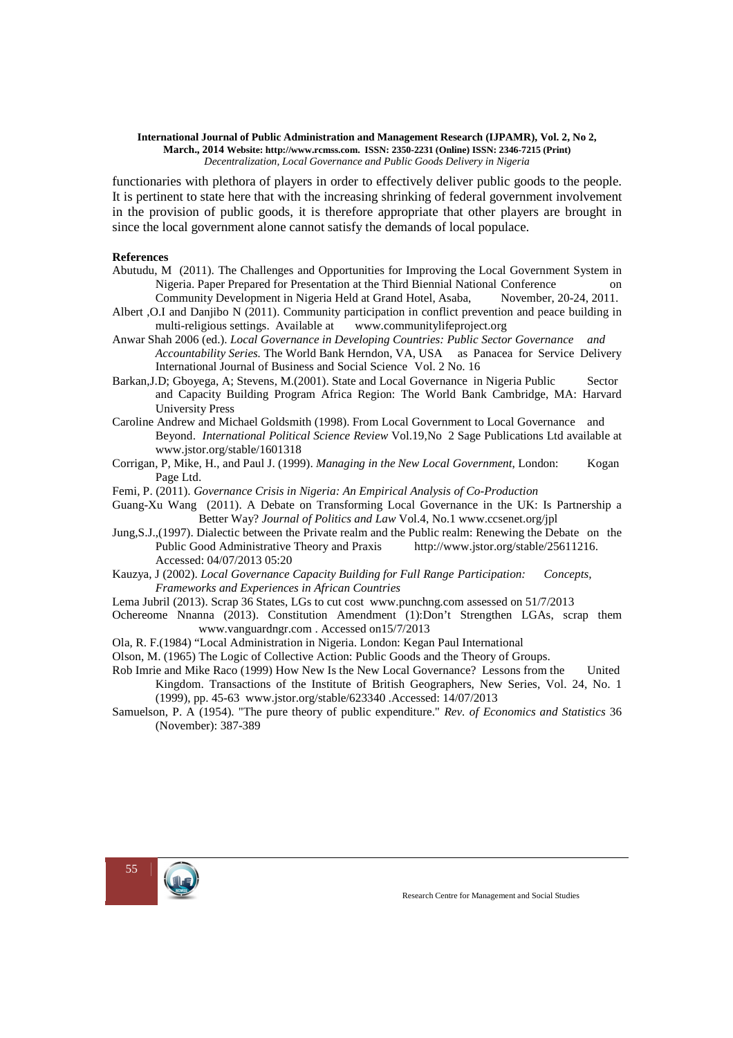functionaries with plethora of players in order to effectively deliver public goods to the people. It is pertinent to state here that with the increasing shrinking of federal government involvement in the provision of public goods, it is therefore appropriate that other players are brought in since the local government alone cannot satisfy the demands of local populace.

**References**

Abutudu, M (2011). The Challenges and Opportunities for Improving the Local Government System in Nigeria. Paper Prepared for Presentation at the Third Biennial National Conference on Community Development in Nigeria Held at Grand Hotel, Asaba, November, 20-24, 2011.

Albert ,O.I and Danjibo N (2011). Community participation in conflict prevention and peace building in multi-religious settings. Available at www.communitylifeproject.org

Anwar Shah 2006 (ed.). *Local Governance in Developing Countries: Public Sector Governance and Accountability Series.* The World Bank Herndon, VA, USA as Panacea for Service Delivery International Journal of Business and Social Science Vol. 2 No. 16

Barkan,J.D; Gboyega, A; Stevens, M.(2001). State and Local Governance in Nigeria Public Sector and Capacity Building Program Africa Region: The World Bank Cambridge, MA: Harvard University Press

Caroline Andrew and Michael Goldsmith (1998). From Local Government to Local Governance and Beyond. *International Political Science Review* Vol.19,No 2 Sage Publications Ltd available at www.jstor.org/stable/1601318

Corrigan, P, Mike, H., and Paul J. (1999). *Managing in the New Local Government,* London: Kogan Page Ltd.

Femi, P. (2011). *Governance Crisis in Nigeria: An Empirical Analysis of Co-Production*

Guang-Xu Wang (2011). A Debate on Transforming Local Governance in the UK: Is Partnership a Better Way? *Journal of Politics and Law* Vol.4, No.1 www.ccsenet.org/jpl

Jung,S.J.,(1997). Dialectic between the Private realm and the Public realm: Renewing the Debate on the Public Good Administrative Theory and Praxis http://www.jstor.org/stable/25611216. Accessed: 04/07/2013 05:20

Kauzya, J (2002). *Local Governance Capacity Building for Full Range Participation: Concepts, Frameworks and Experiences in African Countries*

Lema Jubril (2013). Scrap 36 States, LGs to cut cost www.punchng.com assessed on 51/7/2013

Ochereome Nnanna (2013). Constitution Amendment (1):Don't Strengthen LGAs, scrap them www.vanguardngr.com . Accessed on15/7/2013

Ola, R. F.(1984) "Local Administration in Nigeria. London: Kegan Paul International

Olson, M. (1965) The Logic of Collective Action: Public Goods and the Theory of Groups.

Rob Imrie and Mike Raco (1999) How New Is the New Local Governance? Lessons from the United Kingdom. Transactions of the Institute of British Geographers, New Series, Vol. 24, No. 1 (1999), pp. 45-63 www.jstor.org/stable/623340 .Accessed: 14/07/2013

Samuelson, P. A (1954). "The pure theory of public expenditure." *Rev. of Economics and Statistics* 36 (November): 387-389